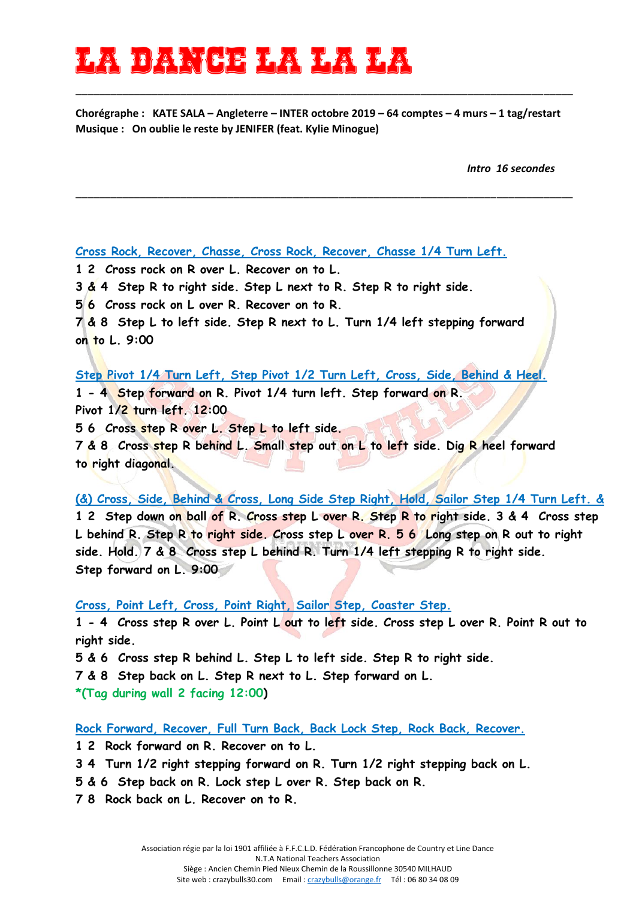# LA DANCE LA LA LA

**Chorégraphe : KATE SALA – Angleterre – INTER octobre 2019 – 64 comptes – 4 murs – 1 tag/restart**
**Musique : On oublie le reste by JENIFER (feat. Kylie Minogue)**

*Intro 16 secondes*

---

**Cross Rock, Recover, Chasse, Cross Rock, Recover, Chasse 1/4 Turn Left.**

1 2 Cross rock on R over L. Recover on to L.
3 & 4 Step R to right side. Step L next to R. Step R to right side.
5 6 Cross rock on L over R. Recover on to R.
7 & 8 Step L to left side. Step R next to L. Turn 1/4 left stepping forward on to L. 9:00

**Step Pivot 1/4 Turn Left, Step Pivot 1/2 Turn Left, Cross, Side, Behind & Heel.**

1 - 4 Step forward on R. Pivot 1/4 turn left. Step forward on R. Pivot 1/2 turn left. 12:00
5 6 Cross step R over L. Step L to left side.
7 & 8 Cross step R behind L. Small step out on L to left side. Dig R heel forward to right diagonal.

**(&) Cross, Side, Behind & Cross, Long Side Step Right, Hold, Sailor Step 1/4 Turn Left. &**

1 2 Step down on ball of R. Cross step L over R. Step R to right side. 3 & 4 Cross step L behind R. Step R to right side. Cross step L over R. 5 6 Long step on R out to right side. Hold. 7 & 8 Cross step L behind R. Turn 1/4 left stepping R to right side. Step forward on L. 9:00

**Cross, Point Left, Cross, Point Right, Sailor Step, Coaster Step.**

1 - 4 Cross step R over L. Point L out to left side. Cross step L over R. Point R out to right side.
5 & 6 Cross step R behind L. Step L to left side. Step R to right side.
7 & 8 Step back on L. Step R next to L. Step forward on L.
*(Tag during wall 2 facing 12:00)

**Rock Forward, Recover, Full Turn Back, Back Lock Step, Rock Back, Recover.**

1 2 Rock forward on R. Recover on to L.
3 4 Turn 1/2 right stepping forward on R. Turn 1/2 right stepping back on L.
5 & 6 Step back on R. Lock step L over R. Step back on R.
7 8 Rock back on L. Recover on to R.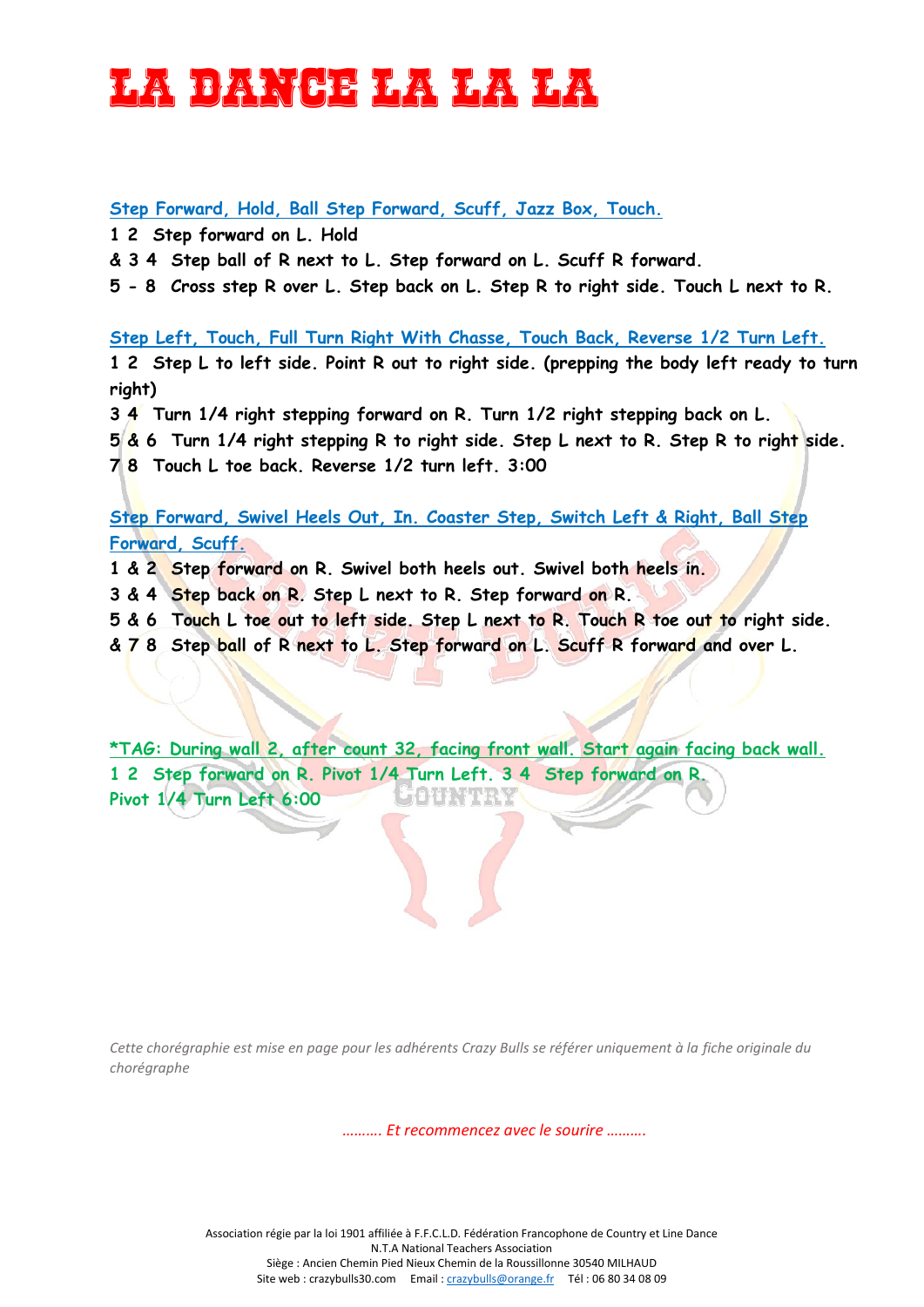# LA DANCE LA LA LA

**Step Forward, Hold, Ball Step Forward, Scuff, Jazz Box, Touch.**

1 2  Step forward on L. Hold

& 3 4  Step ball of R next to L. Step forward on L. Scuff R forward.

5 - 8  Cross step R over L. Step back on L. Step R to right side. Touch L next to R.

**Step Left, Touch, Full Turn Right With Chasse, Touch Back, Reverse 1/2 Turn Left.**

1 2  Step L to left side. Point R out to right side. (prepping the body left ready to turn right)

3 4  Turn 1/4 right stepping forward on R. Turn 1/2 right stepping back on L.

5 & 6  Turn 1/4 right stepping R to right side. Step L next to R. Step R to right side.

7 8  Touch L toe back. Reverse 1/2 turn left. 3:00

**Step Forward, Swivel Heels Out, In. Coaster Step, Switch Left & Right, Ball Step Forward, Scuff.**

1 & 2  Step forward on R. Swivel both heels out. Swivel both heels in.

3 & 4  Step back on R. Step L next to R. Step forward on R.

5 & 6  Touch L toe out to left side. Step L next to R. Touch R toe out to right side.

& 7 8  Step ball of R next to L. Step forward on L. Scuff R forward and over L.

**\*TAG: During wall 2, after count 32, facing front wall. Start again facing back wall.**

1 2  Step forward on R. Pivot 1/4 Turn Left. 3 4  Step forward on R. Pivot 1/4 Turn Left 6:00

*Cette chorégraphie est mise en page pour les adhérents Crazy Bulls se référer uniquement à la fiche originale du chorégraphe*

*………. Et recommencez avec le sourire ……….*

Association régie par la loi 1901 affiliée à F.F.C.L.D. Fédération Francophone de Country et Line Dance
N.T.A National Teachers Association
Siège : Ancien Chemin Pied Nieux Chemin de la Roussillonne 30540 MILHAUD
Site web : crazybulls30.com   Email : crazybulls@orange.fr   Tél : 06 80 34 08 09